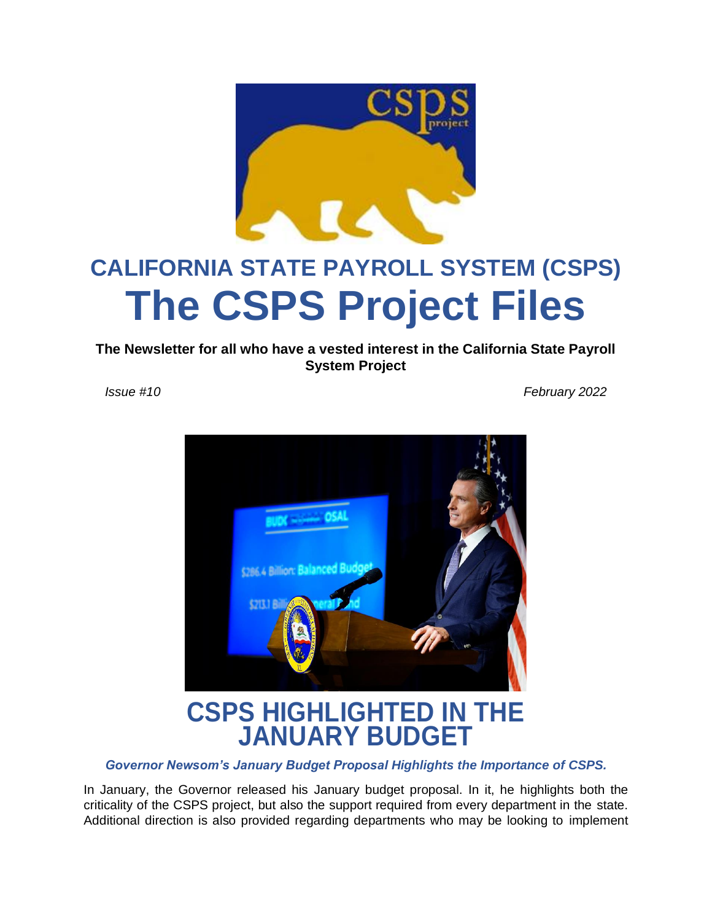# CALIFORNIA STATE PAYROLL SYSTEM (CSPS)

# The CSPS Project Files

**The Newsletter for all who have a vested interest in the California State Payroll System Project**

*Issue #10* *February 2022*

## CSPS HIGHLIGHTED IN THE JANUARY BUDGET

***Governor Newsom's January Budget Proposal Highlights the Importance of CSPS.***

In January, the Governor released his January budget proposal. In it, he highlights both the criticality of the CSPS project, but also the support required from every department in the state. Additional direction is also provided regarding departments who may be looking to implement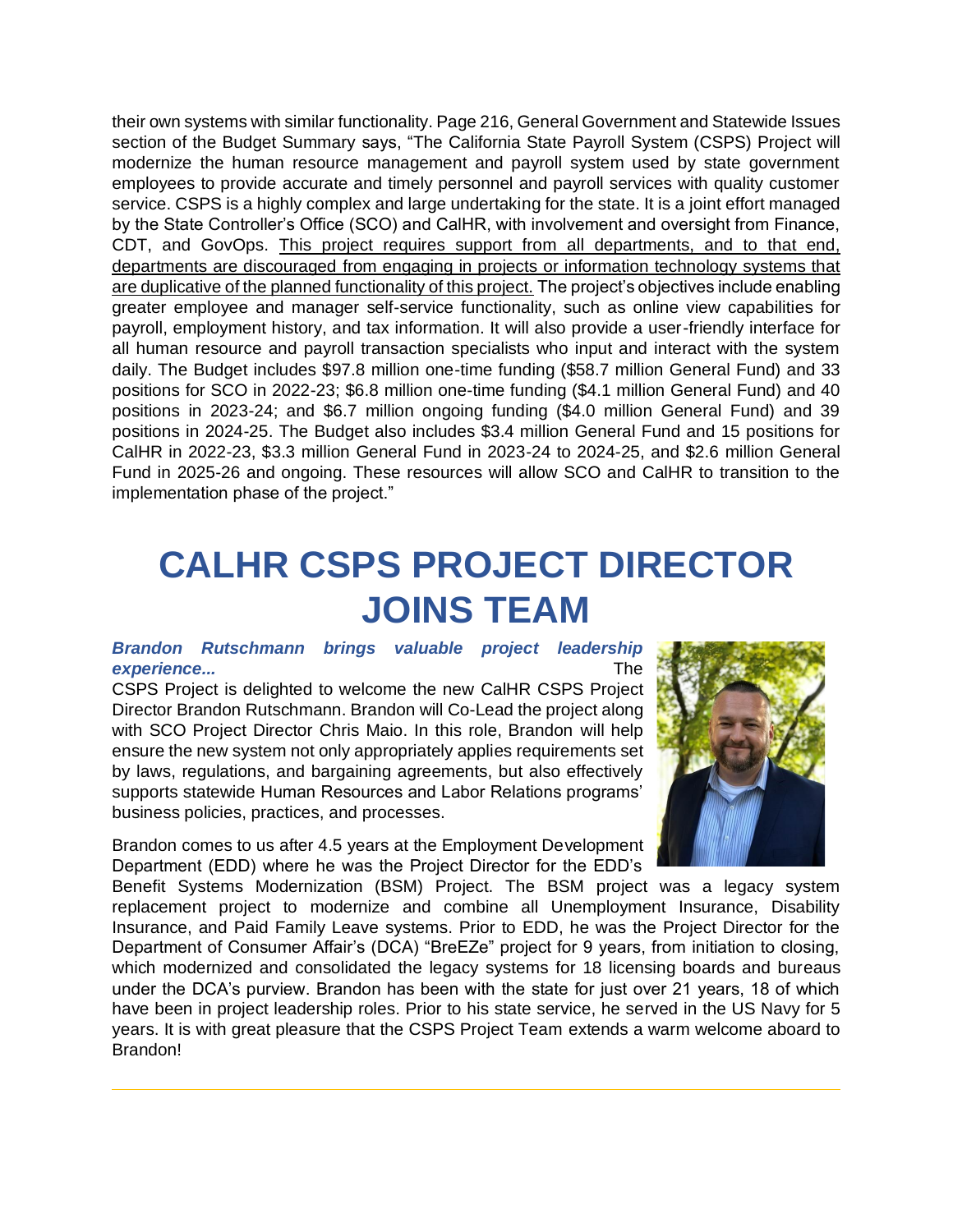their own systems with similar functionality. Page 216, General Government and Statewide Issues section of the Budget Summary says, "The California State Payroll System (CSPS) Project will modernize the human resource management and payroll system used by state government employees to provide accurate and timely personnel and payroll services with quality customer service. CSPS is a highly complex and large undertaking for the state. It is a joint effort managed by the State Controller's Office (SCO) and CalHR, with involvement and oversight from Finance, CDT, and GovOps. <u>This project requires support from all departments, and to that end, departments are discouraged from engaging in projects or information technology systems that are duplicative of the planned functionality of this project.</u> The project's objectives include enabling greater employee and manager self-service functionality, such as online view capabilities for payroll, employment history, and tax information. It will also provide a user-friendly interface for all human resource and payroll transaction specialists who input and interact with the system daily. The Budget includes $97.8 million one-time funding ($58.7 million General Fund) and 33 positions for SCO in 2022-23; $6.8 million one-time funding ($4.1 million General Fund) and 40 positions in 2023-24; and $6.7 million ongoing funding ($4.0 million General Fund) and 39 positions in 2024-25. The Budget also includes $3.4 million General Fund and 15 positions for CalHR in 2022-23, $3.3 million General Fund in 2023-24 to 2024-25, and $2.6 million General Fund in 2025-26 and ongoing. These resources will allow SCO and CalHR to transition to the implementation phase of the project."

# CALHR CSPS PROJECT DIRECTOR JOINS TEAM

***Brandon Rutschmann brings valuable project leadership experience...***

The CSPS Project is delighted to welcome the new CalHR CSPS Project Director Brandon Rutschmann. Brandon will Co-Lead the project along with SCO Project Director Chris Maio. In this role, Brandon will help ensure the new system not only appropriately applies requirements set by laws, regulations, and bargaining agreements, but also effectively supports statewide Human Resources and Labor Relations programs' business policies, practices, and processes.

Brandon comes to us after 4.5 years at the Employment Development Department (EDD) where he was the Project Director for the EDD's Benefit Systems Modernization (BSM) Project. The BSM project was a legacy system replacement project to modernize and combine all Unemployment Insurance, Disability Insurance, and Paid Family Leave systems. Prior to EDD, he was the Project Director for the Department of Consumer Affair's (DCA) "BreEZe" project for 9 years, from initiation to closing, which modernized and consolidated the legacy systems for 18 licensing boards and bureaus under the DCA's purview. Brandon has been with the state for just over 21 years, 18 of which have been in project leadership roles. Prior to his state service, he served in the US Navy for 5 years. It is with great pleasure that the CSPS Project Team extends a warm welcome aboard to Brandon!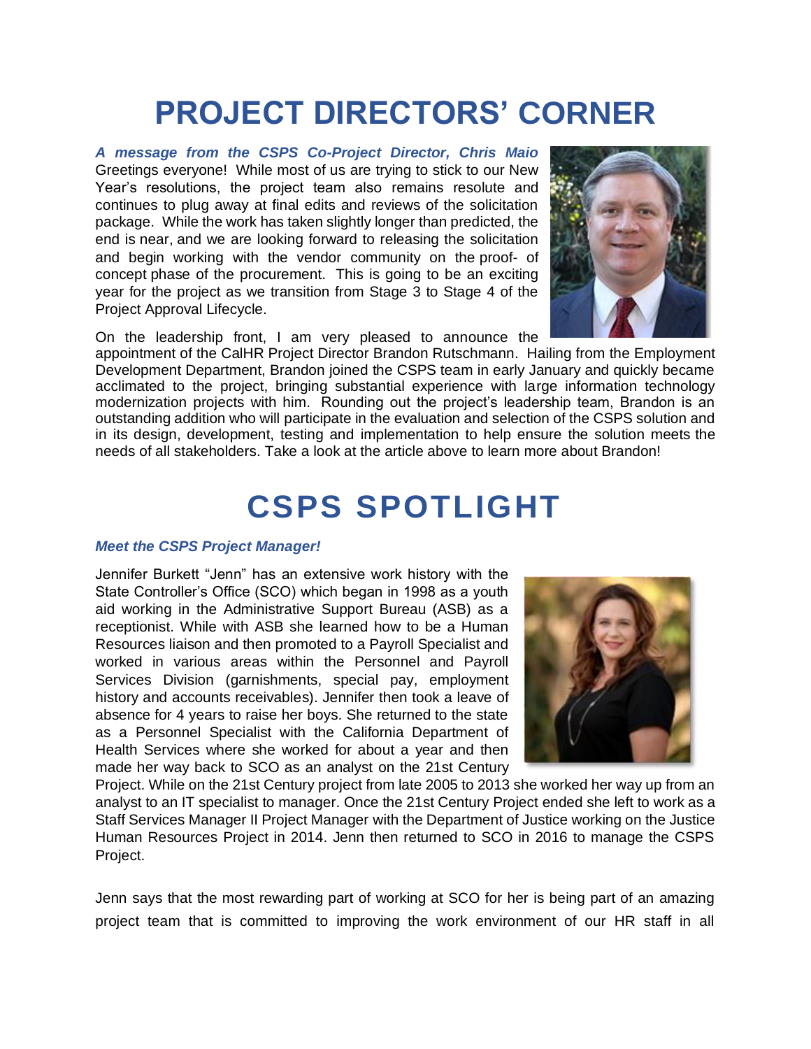# PROJECT DIRECTORS' CORNER

***A message from the CSPS Co-Project Director, Chris Maio***

Greetings everyone! While most of us are trying to stick to our New Year's resolutions, the project team also remains resolute and continues to plug away at final edits and reviews of the solicitation package. While the work has taken slightly longer than predicted, the end is near, and we are looking forward to releasing the solicitation and begin working with the vendor community on the proof- of concept phase of the procurement. This is going to be an exciting year for the project as we transition from Stage 3 to Stage 4 of the Project Approval Lifecycle.

On the leadership front, I am very pleased to announce the appointment of the CalHR Project Director Brandon Rutschmann. Hailing from the Employment Development Department, Brandon joined the CSPS team in early January and quickly became acclimated to the project, bringing substantial experience with large information technology modernization projects with him. Rounding out the project's leadership team, Brandon is an outstanding addition who will participate in the evaluation and selection of the CSPS solution and in its design, development, testing and implementation to help ensure the solution meets the needs of all stakeholders. Take a look at the article above to learn more about Brandon!

# CSPS SPOTLIGHT

***Meet the CSPS Project Manager!***

Jennifer Burkett "Jenn" has an extensive work history with the State Controller's Office (SCO) which began in 1998 as a youth aid working in the Administrative Support Bureau (ASB) as a receptionist. While with ASB she learned how to be a Human Resources liaison and then promoted to a Payroll Specialist and worked in various areas within the Personnel and Payroll Services Division (garnishments, special pay, employment history and accounts receivables). Jennifer then took a leave of absence for 4 years to raise her boys. She returned to the state as a Personnel Specialist with the California Department of Health Services where she worked for about a year and then made her way back to SCO as an analyst on the 21st Century Project. While on the 21st Century project from late 2005 to 2013 she worked her way up from an analyst to an IT specialist to manager. Once the 21st Century Project ended she left to work as a Staff Services Manager II Project Manager with the Department of Justice working on the Justice Human Resources Project in 2014. Jenn then returned to SCO in 2016 to manage the CSPS Project.

Jenn says that the most rewarding part of working at SCO for her is being part of an amazing project team that is committed to improving the work environment of our HR staff in all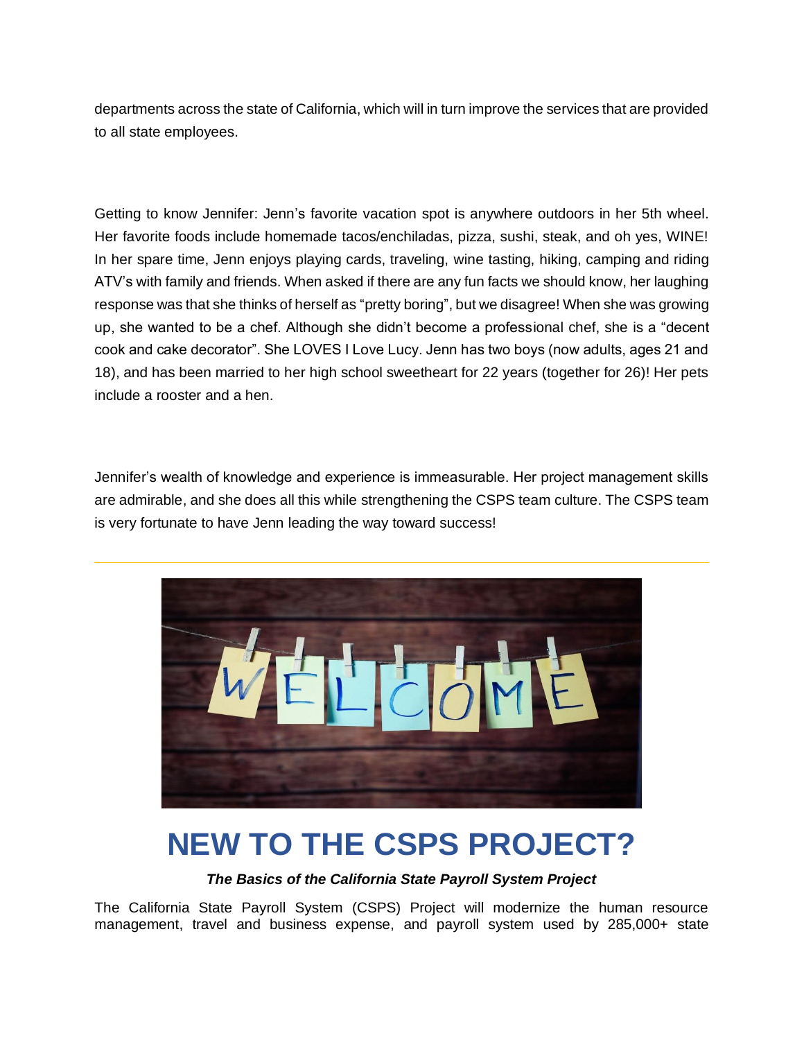departments across the state of California, which will in turn improve the services that are provided to all state employees.

Getting to know Jennifer: Jenn's favorite vacation spot is anywhere outdoors in her 5th wheel. Her favorite foods include homemade tacos/enchiladas, pizza, sushi, steak, and oh yes, WINE! In her spare time, Jenn enjoys playing cards, traveling, wine tasting, hiking, camping and riding ATV's with family and friends. When asked if there are any fun facts we should know, her laughing response was that she thinks of herself as "pretty boring", but we disagree! When she was growing up, she wanted to be a chef. Although she didn't become a professional chef, she is a "decent cook and cake decorator". She LOVES I Love Lucy. Jenn has two boys (now adults, ages 21 and 18), and has been married to her high school sweetheart for 22 years (together for 26)! Her pets include a rooster and a hen.

Jennifer's wealth of knowledge and experience is immeasurable. Her project management skills are admirable, and she does all this while strengthening the CSPS team culture. The CSPS team is very fortunate to have Jenn leading the way toward success!

---

# NEW TO THE CSPS PROJECT?

***The Basics of the California State Payroll System Project***

The California State Payroll System (CSPS) Project will modernize the human resource management, travel and business expense, and payroll system used by 285,000+ state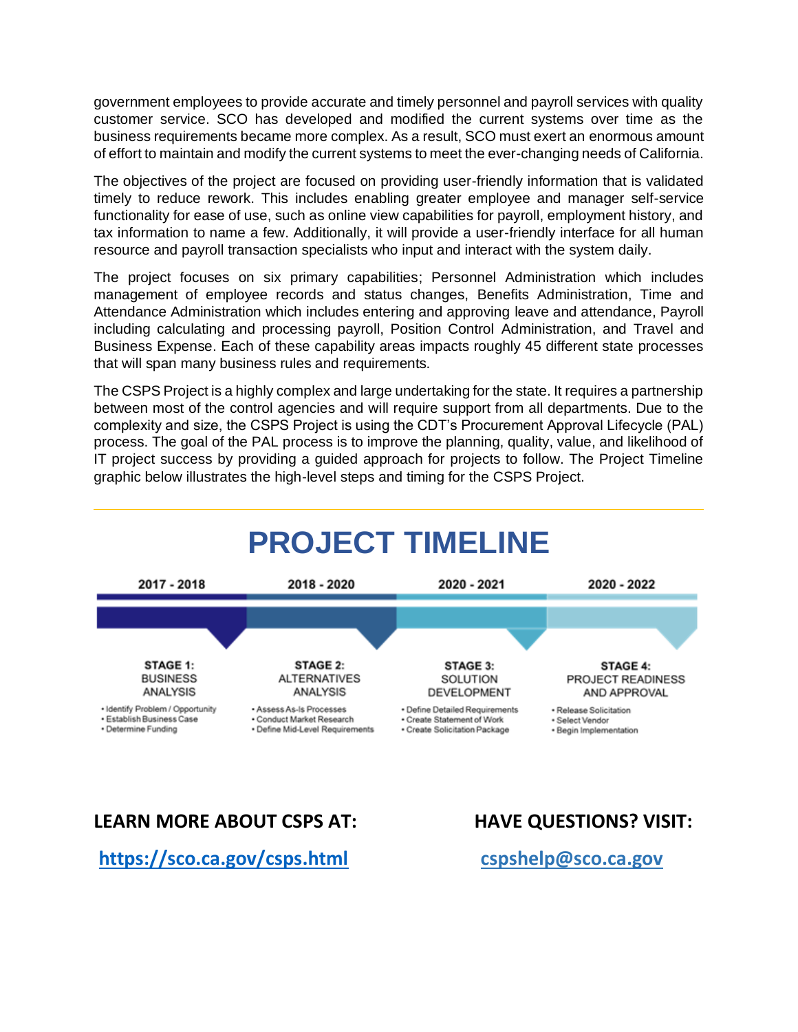government employees to provide accurate and timely personnel and payroll services with quality customer service. SCO has developed and modified the current systems over time as the business requirements became more complex. As a result, SCO must exert an enormous amount of effort to maintain and modify the current systems to meet the ever-changing needs of California.

The objectives of the project are focused on providing user-friendly information that is validated timely to reduce rework. This includes enabling greater employee and manager self-service functionality for ease of use, such as online view capabilities for payroll, employment history, and tax information to name a few. Additionally, it will provide a user-friendly interface for all human resource and payroll transaction specialists who input and interact with the system daily.

The project focuses on six primary capabilities; Personnel Administration which includes management of employee records and status changes, Benefits Administration, Time and Attendance Administration which includes entering and approving leave and attendance, Payroll including calculating and processing payroll, Position Control Administration, and Travel and Business Expense. Each of these capability areas impacts roughly 45 different state processes that will span many business rules and requirements.

The CSPS Project is a highly complex and large undertaking for the state. It requires a partnership between most of the control agencies and will require support from all departments. Due to the complexity and size, the CSPS Project is using the CDT's Procurement Approval Lifecycle (PAL) process. The goal of the PAL process is to improve the planning, quality, value, and likelihood of IT project success by providing a guided approach for projects to follow. The Project Timeline graphic below illustrates the high-level steps and timing for the CSPS Project.

# PROJECT TIMELINE

2017 - 2018

**STAGE 1:** BUSINESS ANALYSIS

- Identify Problem / Opportunity
- Establish Business Case
- Determine Funding

2018 - 2020

**STAGE 2:** ALTERNATIVES ANALYSIS

- Assess As-Is Processes
- Conduct Market Research
- Define Mid-Level Requirements

2020 - 2021

**STAGE 3:** SOLUTION DEVELOPMENT

- Define Detailed Requirements
- Create Statement of Work
- Create Solicitation Package

2020 - 2022

**STAGE 4:** PROJECT READINESS AND APPROVAL

- Release Solicitation
- Select Vendor
- Begin Implementation

**LEARN MORE ABOUT CSPS AT:**

https://sco.ca.gov/csps.html

**HAVE QUESTIONS? VISIT:**

cspshelp@sco.ca.gov